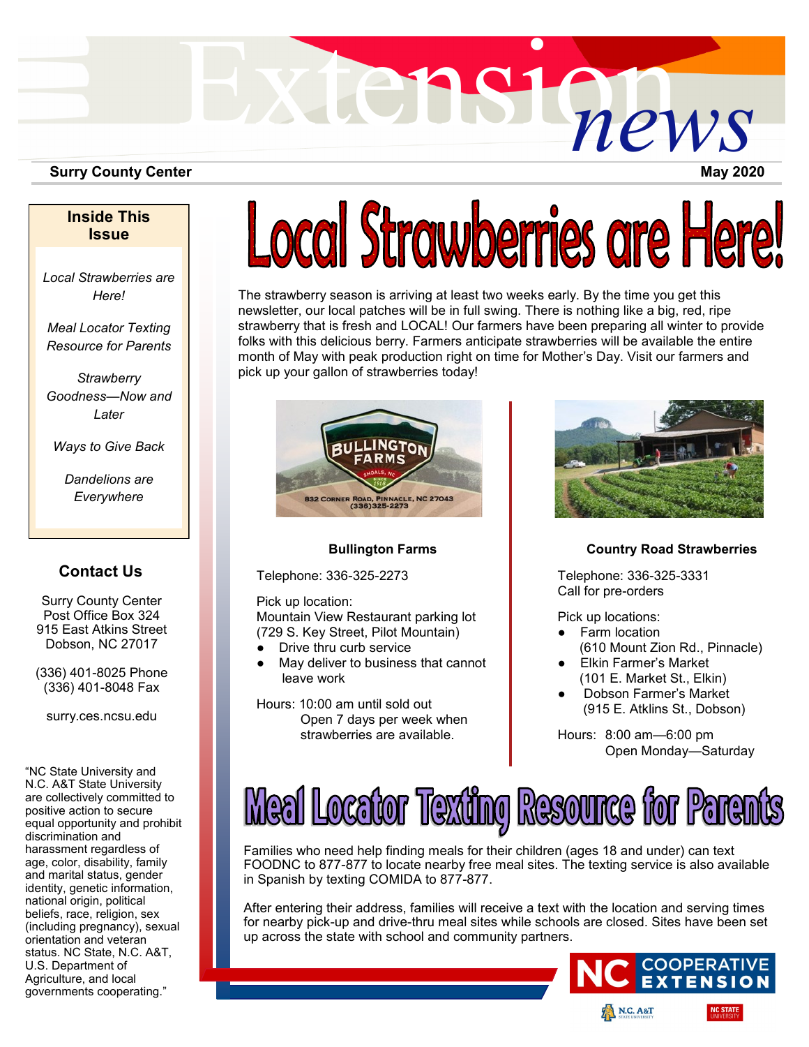# Extension news

**Surry County Center** **May 2020**

**Inside This Issue**

*Local Strawberries are Here!*

*Meal Locator Texting Resource for Parents*

*Strawberry Goodness—Now and Later*

*Ways to Give Back*

*Dandelions are Everywhere*

## Contact Us

Surry County Center
Post Office Box 324
915 East Atkins Street
Dobson, NC 27017

(336) 401-8025 Phone
(336) 401-8048 Fax

surry.ces.ncsu.edu

"NC State University and N.C. A&T State University are collectively committed to positive action to secure equal opportunity and prohibit discrimination and harassment regardless of age, color, disability, family and marital status, gender identity, genetic information, national origin, political beliefs, race, religion, sex (including pregnancy), sexual orientation and veteran status. NC State, N.C. A&T, U.S. Department of Agriculture, and local governments cooperating."

# Local Strawberries are Here!

The strawberry season is arriving at least two weeks early. By the time you get this newsletter, our local patches will be in full swing. There is nothing like a big, red, ripe strawberry that is fresh and LOCAL! Our farmers have been preparing all winter to provide folks with this delicious berry. Farmers anticipate strawberries will be available the entire month of May with peak production right on time for Mother's Day. Visit our farmers and pick up your gallon of strawberries today!

BULLINGTON FARMS
SHOALS, NC
SINCE 1918
832 CORNER ROAD, PINNACLE, NC 27043
(336)325-2273

**Bullington Farms**

Telephone: 336-325-2273

Pick up location:
Mountain View Restaurant parking lot
(729 S. Key Street, Pilot Mountain)

- Drive thru curb service
- May deliver to business that cannot leave work

Hours: 10:00 am until sold out
Open 7 days per week when strawberries are available.

**Country Road Strawberries**

Telephone: 336-325-3331
Call for pre-orders

Pick up locations:

- Farm location (610 Mount Zion Rd., Pinnacle)
- Elkin Farmer's Market (101 E. Market St., Elkin)
- Dobson Farmer's Market (915 E. Atklins St., Dobson)

Hours: 8:00 am—6:00 pm
Open Monday—Saturday

# Meal Locator Texting Resource for Parents

Families who need help finding meals for their children (ages 18 and under) can text FOODNC to 877-877 to locate nearby free meal sites. The texting service is also available in Spanish by texting COMIDA to 877-877.

After entering their address, families will receive a text with the location and serving times for nearby pick-up and drive-thru meal sites while schools are closed. Sites have been set up across the state with school and community partners.

NC COOPERATIVE EXTENSION
N.C. A&T STATE UNIVERSITY
NC STATE UNIVERSITY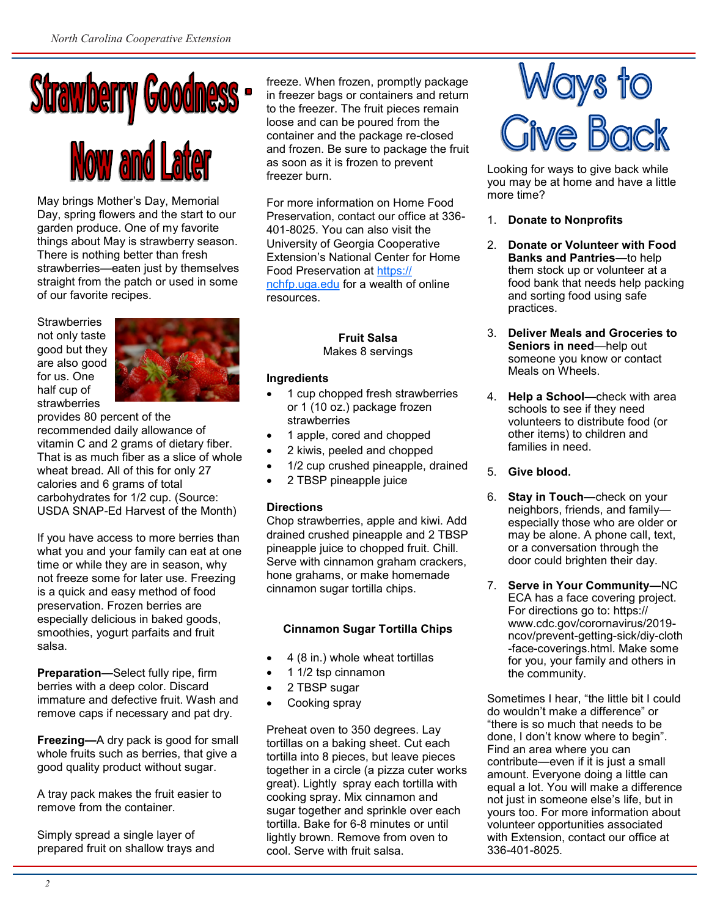# Strawberry Goodness - Now and Later

May brings Mother's Day, Memorial Day, spring flowers and the start to our garden produce. One of my favorite things about May is strawberry season. There is nothing better than fresh strawberries—eaten just by themselves straight from the patch or used in some of our favorite recipes.

Strawberries not only taste good but they are also good for us. One half cup of strawberries provides 80 percent of the recommended daily allowance of vitamin C and 2 grams of dietary fiber. That is as much fiber as a slice of whole wheat bread. All of this for only 27 calories and 6 grams of total carbohydrates for 1/2 cup. (Source: USDA SNAP-Ed Harvest of the Month)

If you have access to more berries than what you and your family can eat at one time or while they are in season, why not freeze some for later use. Freezing is a quick and easy method of food preservation. Frozen berries are especially delicious in baked goods, smoothies, yogurt parfaits and fruit salsa.

**Preparation—**Select fully ripe, firm berries with a deep color. Discard immature and defective fruit. Wash and remove caps if necessary and pat dry.

**Freezing—**A dry pack is good for small whole fruits such as berries, that give a good quality product without sugar.

A tray pack makes the fruit easier to remove from the container.

Simply spread a single layer of prepared fruit on shallow trays and freeze. When frozen, promptly package in freezer bags or containers and return to the freezer. The fruit pieces remain loose and can be poured from the container and the package re-closed and frozen. Be sure to package the fruit as soon as it is frozen to prevent freezer burn.

For more information on Home Food Preservation, contact our office at 336-401-8025. You can also visit the University of Georgia Cooperative Extension's National Center for Home Food Preservation at https://nchfp.uga.edu for a wealth of online resources.

**Fruit Salsa**
Makes 8 servings

**Ingredients**

- 1 cup chopped fresh strawberries or 1 (10 oz.) package frozen strawberries
- 1 apple, cored and chopped
- 2 kiwis, peeled and chopped
- 1/2 cup crushed pineapple, drained
- 2 TBSP pineapple juice

**Directions**

Chop strawberries, apple and kiwi. Add drained crushed pineapple and 2 TBSP pineapple juice to chopped fruit. Chill. Serve with cinnamon graham crackers, hone grahams, or make homemade cinnamon sugar tortilla chips.

**Cinnamon Sugar Tortilla Chips**

- 4 (8 in.) whole wheat tortillas
- 1 1/2 tsp cinnamon
- 2 TBSP sugar
- Cooking spray

Preheat oven to 350 degrees. Lay tortillas on a baking sheet. Cut each tortilla into 8 pieces, but leave pieces together in a circle (a pizza cuter works great). Lightly spray each tortilla with cooking spray. Mix cinnamon and sugar together and sprinkle over each tortilla. Bake for 6-8 minutes or until lightly brown. Remove from oven to cool. Serve with fruit salsa.

# Ways to Give Back

Looking for ways to give back while you may be at home and have a little more time?

1. **Donate to Nonprofits**
2. **Donate or Volunteer with Food Banks and Pantries—**to help them stock up or volunteer at a food bank that needs help packing and sorting food using safe practices.
3. **Deliver Meals and Groceries to Seniors in need—**help out someone you know or contact Meals on Wheels.
4. **Help a School—**check with area schools to see if they need volunteers to distribute food (or other items) to children and families in need.
5. **Give blood.**
6. **Stay in Touch—**check on your neighbors, friends, and family—especially those who are older or may be alone. A phone call, text, or a conversation through the door could brighten their day.
7. **Serve in Your Community—**NC ECA has a face covering project. For directions go to: https://www.cdc.gov/corornavirus/2019-ncov/prevent-getting-sick/diy-cloth-face-coverings.html. Make some for you, your family and others in the community.

Sometimes I hear, "the little bit I could do wouldn't make a difference" or "there is so much that needs to be done, I don't know where to begin". Find an area where you can contribute—even if it is just a small amount. Everyone doing a little can equal a lot. You will make a difference not just in someone else's life, but in yours too. For more information about volunteer opportunities associated with Extension, contact our office at 336-401-8025.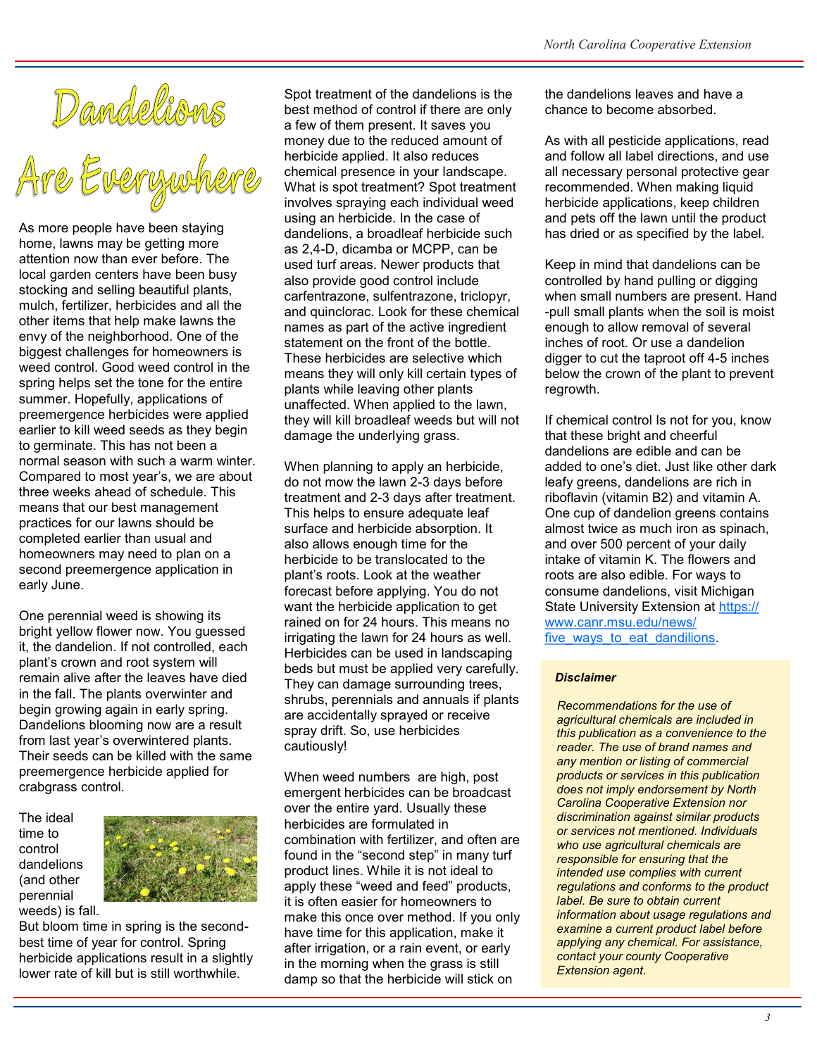# Dandelions Are Everywhere

As more people have been staying home, lawns may be getting more attention now than ever before. The local garden centers have been busy stocking and selling beautiful plants, mulch, fertilizer, herbicides and all the other items that help make lawns the envy of the neighborhood. One of the biggest challenges for homeowners is weed control. Good weed control in the spring helps set the tone for the entire summer. Hopefully, applications of preemergence herbicides were applied earlier to kill weed seeds as they begin to germinate. This has not been a normal season with such a warm winter. Compared to most year's, we are about three weeks ahead of schedule. This means that our best management practices for our lawns should be completed earlier than usual and homeowners may need to plan on a second preemergence application in early June.

One perennial weed is showing its bright yellow flower now. You guessed it, the dandelion. If not controlled, each plant's crown and root system will remain alive after the leaves have died in the fall. The plants overwinter and begin growing again in early spring. Dandelions blooming now are a result from last year's overwintered plants. Their seeds can be killed with the same preemergence herbicide applied for crabgrass control.

The ideal time to control dandelions (and other perennial weeds) is fall. But bloom time in spring is the second-best time of year for control. Spring herbicide applications result in a slightly lower rate of kill but is still worthwhile.

Spot treatment of the dandelions is the best method of control if there are only a few of them present. It saves you money due to the reduced amount of herbicide applied. It also reduces chemical presence in your landscape. What is spot treatment? Spot treatment involves spraying each individual weed using an herbicide. In the case of dandelions, a broadleaf herbicide such as 2,4-D, dicamba or MCPP, can be used turf areas. Newer products that also provide good control include carfentrazone, sulfentrazone, triclopyr, and quinclorac. Look for these chemical names as part of the active ingredient statement on the front of the bottle. These herbicides are selective which means they will only kill certain types of plants while leaving other plants unaffected. When applied to the lawn, they will kill broadleaf weeds but will not damage the underlying grass.

When planning to apply an herbicide, do not mow the lawn 2-3 days before treatment and 2-3 days after treatment. This helps to ensure adequate leaf surface and herbicide absorption. It also allows enough time for the herbicide to be translocated to the plant's roots. Look at the weather forecast before applying. You do not want the herbicide application to get rained on for 24 hours. This means no irrigating the lawn for 24 hours as well. Herbicides can be used in landscaping beds but must be applied very carefully. They can damage surrounding trees, shrubs, perennials and annuals if plants are accidentally sprayed or receive spray drift. So, use herbicides cautiously!

When weed numbers are high, post emergent herbicides can be broadcast over the entire yard. Usually these herbicides are formulated in combination with fertilizer, and often are found in the "second step" in many turf product lines. While it is not ideal to apply these "weed and feed" products, it is often easier for homeowners to make this once over method. If you only have time for this application, make it after irrigation, or a rain event, or early in the morning when the grass is still damp so that the herbicide will stick on the dandelions leaves and have a chance to become absorbed.

As with all pesticide applications, read and follow all label directions, and use all necessary personal protective gear recommended. When making liquid herbicide applications, keep children and pets off the lawn until the product has dried or as specified by the label.

Keep in mind that dandelions can be controlled by hand pulling or digging when small numbers are present. Hand-pull small plants when the soil is moist enough to allow removal of several inches of root. Or use a dandelion digger to cut the taproot off 4-5 inches below the crown of the plant to prevent regrowth.

If chemical control Is not for you, know that these bright and cheerful dandelions are edible and can be added to one's diet. Just like other dark leafy greens, dandelions are rich in riboflavin (vitamin B2) and vitamin A. One cup of dandelion greens contains almost twice as much iron as spinach, and over 500 percent of your daily intake of vitamin K. The flowers and roots are also edible. For ways to consume dandelions, visit Michigan State University Extension at [https://www.canr.msu.edu/news/five_ways_to_eat_dandilions](https://www.canr.msu.edu/news/five_ways_to_eat_dandilions).

***Disclaimer***

*Recommendations for the use of agricultural chemicals are included in this publication as a convenience to the reader. The use of brand names and any mention or listing of commercial products or services in this publication does not imply endorsement by North Carolina Cooperative Extension nor discrimination against similar products or services not mentioned. Individuals who use agricultural chemicals are responsible for ensuring that the intended use complies with current regulations and conforms to the product label. Be sure to obtain current information about usage regulations and examine a current product label before applying any chemical. For assistance, contact your county Cooperative Extension agent.*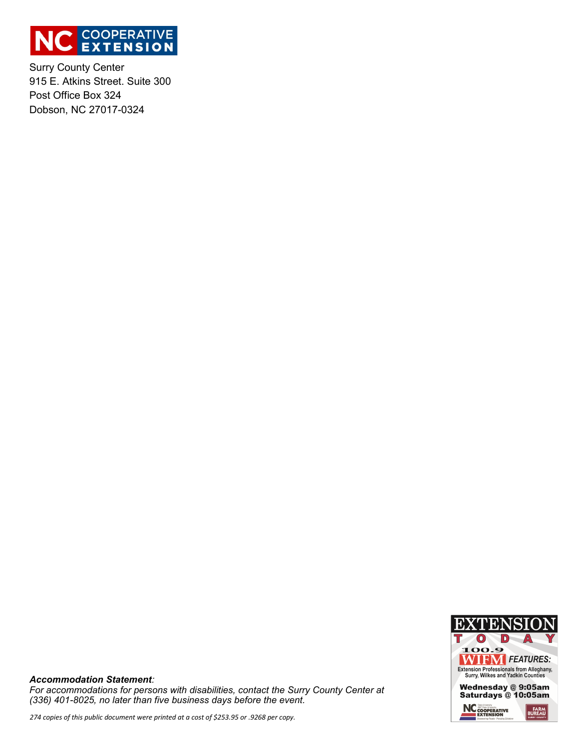NC COOPERATIVE EXTENSION

Surry County Center
915 E. Atkins Street. Suite 300
Post Office Box 324
Dobson, NC 27017-0324

EXTENSION TODAY

100.9 WIFM FEATURES:

Extension Professionals from Alleghany, Surry, Wilkes and Yadkin Counties

Wednesday @ 9:05am
Saturdays @ 10:05am

***Accommodation Statement***:
*For accommodations for persons with disabilities, contact the Surry County Center at (336) 401-8025, no later than five business days before the event.*

*274 copies of this public document were printed at a cost of $253.95 or .9268 per copy.*